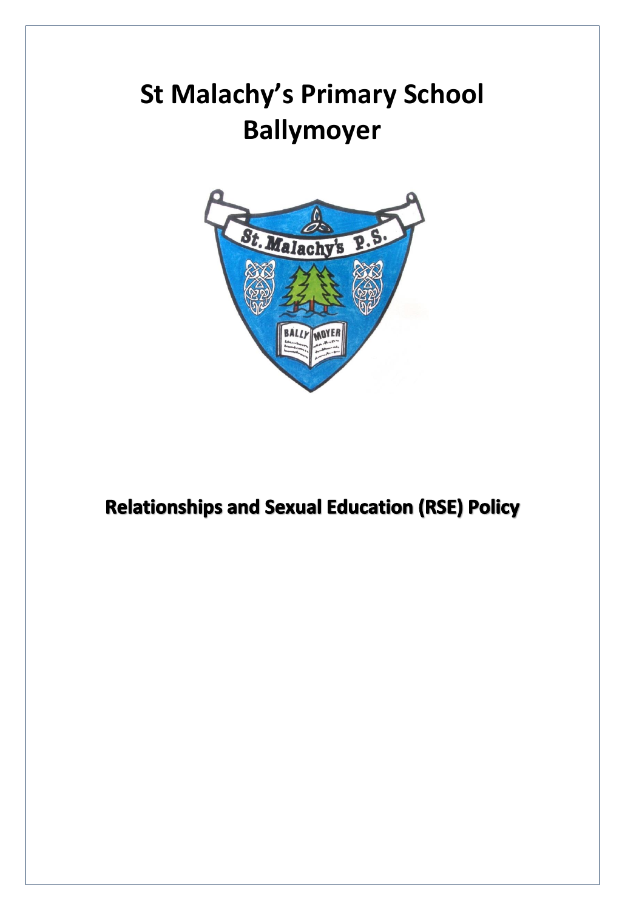# St Malachy's Primary School Ballymoyer

## Relationships and Sexual Education (RSE) Policy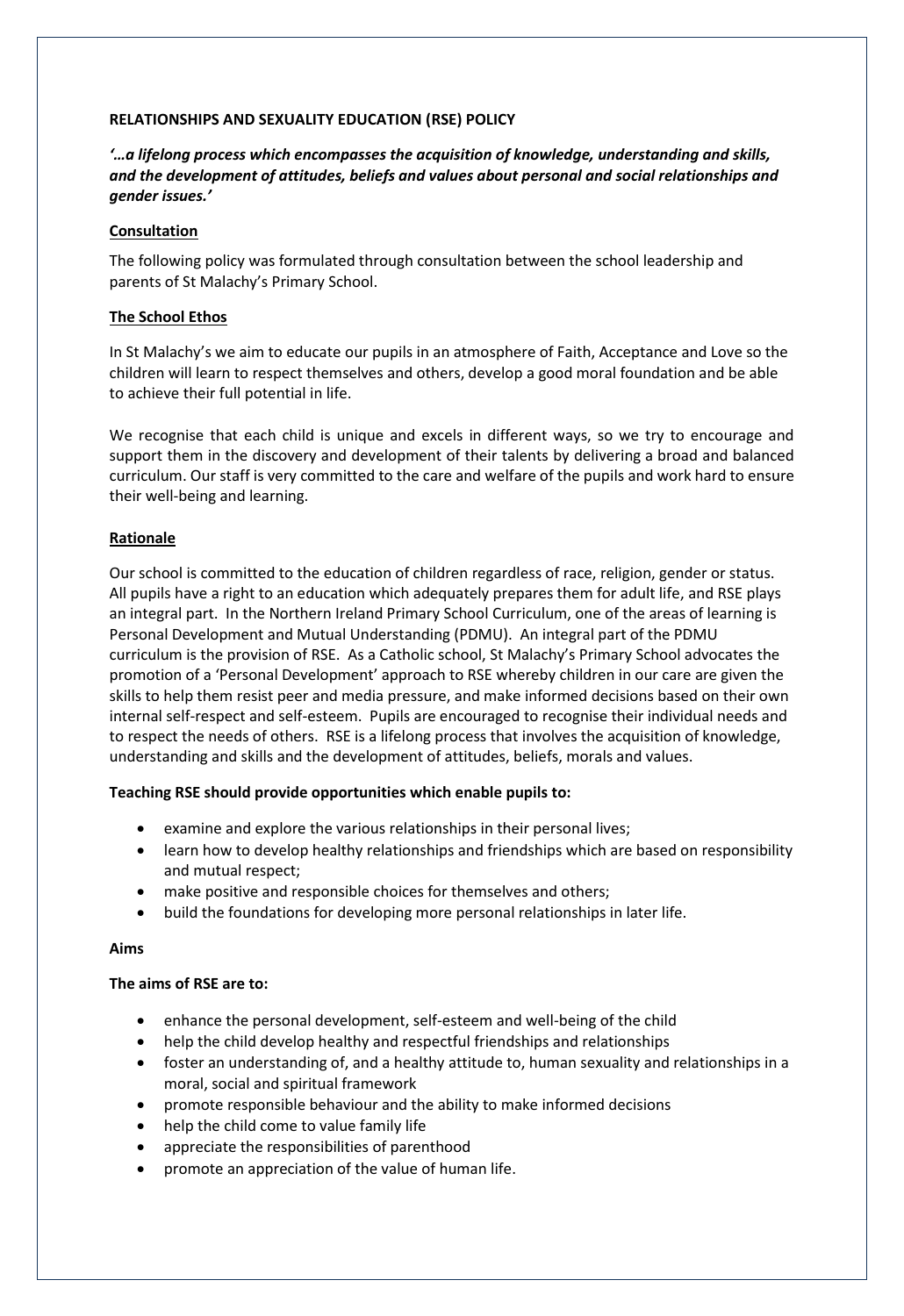# RELATIONSHIPS AND SEXUALITY EDUCATION (RSE) POLICY

***'…a lifelong process which encompasses the acquisition of knowledge, understanding and skills, and the development of attitudes, beliefs and values about personal and social relationships and gender issues.'***

## Consultation

The following policy was formulated through consultation between the school leadership and parents of St Malachy's Primary School.

## The School Ethos

In St Malachy's we aim to educate our pupils in an atmosphere of Faith, Acceptance and Love so the children will learn to respect themselves and others, develop a good moral foundation and be able to achieve their full potential in life.

We recognise that each child is unique and excels in different ways, so we try to encourage and support them in the discovery and development of their talents by delivering a broad and balanced curriculum. Our staff is very committed to the care and welfare of the pupils and work hard to ensure their well-being and learning.

## Rationale

Our school is committed to the education of children regardless of race, religion, gender or status. All pupils have a right to an education which adequately prepares them for adult life, and RSE plays an integral part. In the Northern Ireland Primary School Curriculum, one of the areas of learning is Personal Development and Mutual Understanding (PDMU). An integral part of the PDMU curriculum is the provision of RSE. As a Catholic school, St Malachy's Primary School advocates the promotion of a 'Personal Development' approach to RSE whereby children in our care are given the skills to help them resist peer and media pressure, and make informed decisions based on their own internal self-respect and self-esteem. Pupils are encouraged to recognise their individual needs and to respect the needs of others. RSE is a lifelong process that involves the acquisition of knowledge, understanding and skills and the development of attitudes, beliefs, morals and values.

**Teaching RSE should provide opportunities which enable pupils to:**

- examine and explore the various relationships in their personal lives;
- learn how to develop healthy relationships and friendships which are based on responsibility and mutual respect;
- make positive and responsible choices for themselves and others;
- build the foundations for developing more personal relationships in later life.

## Aims

**The aims of RSE are to:**

- enhance the personal development, self-esteem and well-being of the child
- help the child develop healthy and respectful friendships and relationships
- foster an understanding of, and a healthy attitude to, human sexuality and relationships in a moral, social and spiritual framework
- promote responsible behaviour and the ability to make informed decisions
- help the child come to value family life
- appreciate the responsibilities of parenthood
- promote an appreciation of the value of human life.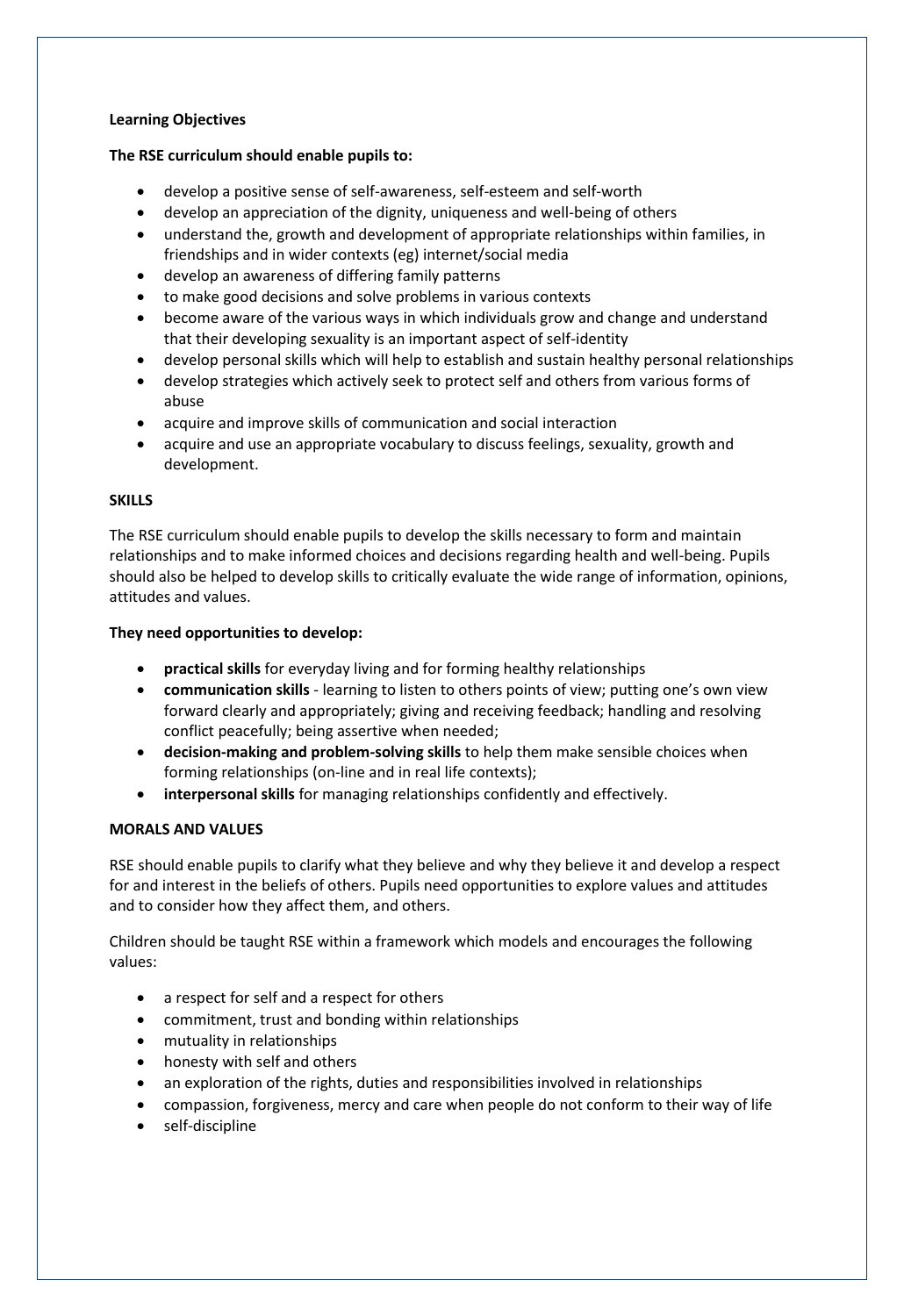**Learning Objectives**

**The RSE curriculum should enable pupils to:**

- develop a positive sense of self-awareness, self-esteem and self-worth
- develop an appreciation of the dignity, uniqueness and well-being of others
- understand the, growth and development of appropriate relationships within families, in friendships and in wider contexts (eg) internet/social media
- develop an awareness of differing family patterns
- to make good decisions and solve problems in various contexts
- become aware of the various ways in which individuals grow and change and understand that their developing sexuality is an important aspect of self-identity
- develop personal skills which will help to establish and sustain healthy personal relationships
- develop strategies which actively seek to protect self and others from various forms of abuse
- acquire and improve skills of communication and social interaction
- acquire and use an appropriate vocabulary to discuss feelings, sexuality, growth and development.

**SKILLS**

The RSE curriculum should enable pupils to develop the skills necessary to form and maintain relationships and to make informed choices and decisions regarding health and well-being. Pupils should also be helped to develop skills to critically evaluate the wide range of information, opinions, attitudes and values.

**They need opportunities to develop:**

- **practical skills** for everyday living and for forming healthy relationships
- **communication skills** - learning to listen to others points of view; putting one's own view forward clearly and appropriately; giving and receiving feedback; handling and resolving conflict peacefully; being assertive when needed;
- **decision-making and problem-solving skills** to help them make sensible choices when forming relationships (on-line and in real life contexts);
- **interpersonal skills** for managing relationships confidently and effectively.

**MORALS AND VALUES**

RSE should enable pupils to clarify what they believe and why they believe it and develop a respect for and interest in the beliefs of others. Pupils need opportunities to explore values and attitudes and to consider how they affect them, and others.

Children should be taught RSE within a framework which models and encourages the following values:

- a respect for self and a respect for others
- commitment, trust and bonding within relationships
- mutuality in relationships
- honesty with self and others
- an exploration of the rights, duties and responsibilities involved in relationships
- compassion, forgiveness, mercy and care when people do not conform to their way of life
- self-discipline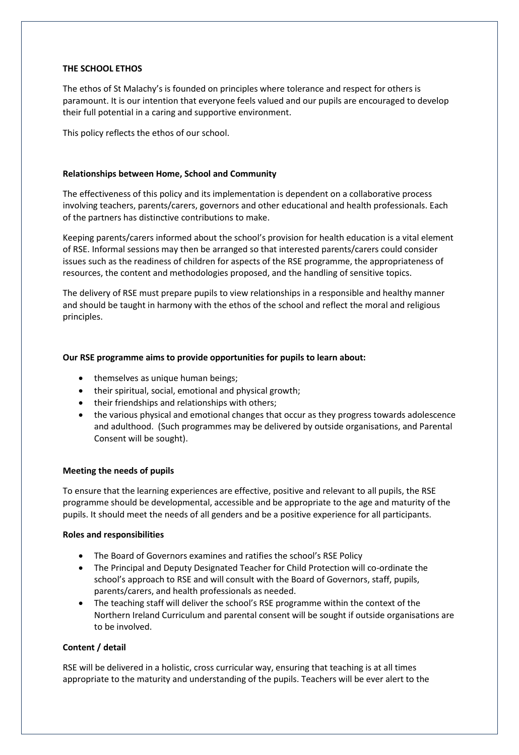**THE SCHOOL ETHOS**

The ethos of St Malachy's is founded on principles where tolerance and respect for others is paramount. It is our intention that everyone feels valued and our pupils are encouraged to develop their full potential in a caring and supportive environment.

This policy reflects the ethos of our school.

**Relationships between Home, School and Community**

The effectiveness of this policy and its implementation is dependent on a collaborative process involving teachers, parents/carers, governors and other educational and health professionals. Each of the partners has distinctive contributions to make.

Keeping parents/carers informed about the school's provision for health education is a vital element of RSE. Informal sessions may then be arranged so that interested parents/carers could consider issues such as the readiness of children for aspects of the RSE programme, the appropriateness of resources, the content and methodologies proposed, and the handling of sensitive topics.

The delivery of RSE must prepare pupils to view relationships in a responsible and healthy manner and should be taught in harmony with the ethos of the school and reflect the moral and religious principles.

**Our RSE programme aims to provide opportunities for pupils to learn about:**

- themselves as unique human beings;
- their spiritual, social, emotional and physical growth;
- their friendships and relationships with others;
- the various physical and emotional changes that occur as they progress towards adolescence and adulthood. (Such programmes may be delivered by outside organisations, and Parental Consent will be sought).

**Meeting the needs of pupils**

To ensure that the learning experiences are effective, positive and relevant to all pupils, the RSE programme should be developmental, accessible and be appropriate to the age and maturity of the pupils. It should meet the needs of all genders and be a positive experience for all participants.

**Roles and responsibilities**

- The Board of Governors examines and ratifies the school's RSE Policy
- The Principal and Deputy Designated Teacher for Child Protection will co-ordinate the school's approach to RSE and will consult with the Board of Governors, staff, pupils, parents/carers, and health professionals as needed.
- The teaching staff will deliver the school's RSE programme within the context of the Northern Ireland Curriculum and parental consent will be sought if outside organisations are to be involved.

**Content / detail**

RSE will be delivered in a holistic, cross curricular way, ensuring that teaching is at all times appropriate to the maturity and understanding of the pupils. Teachers will be ever alert to the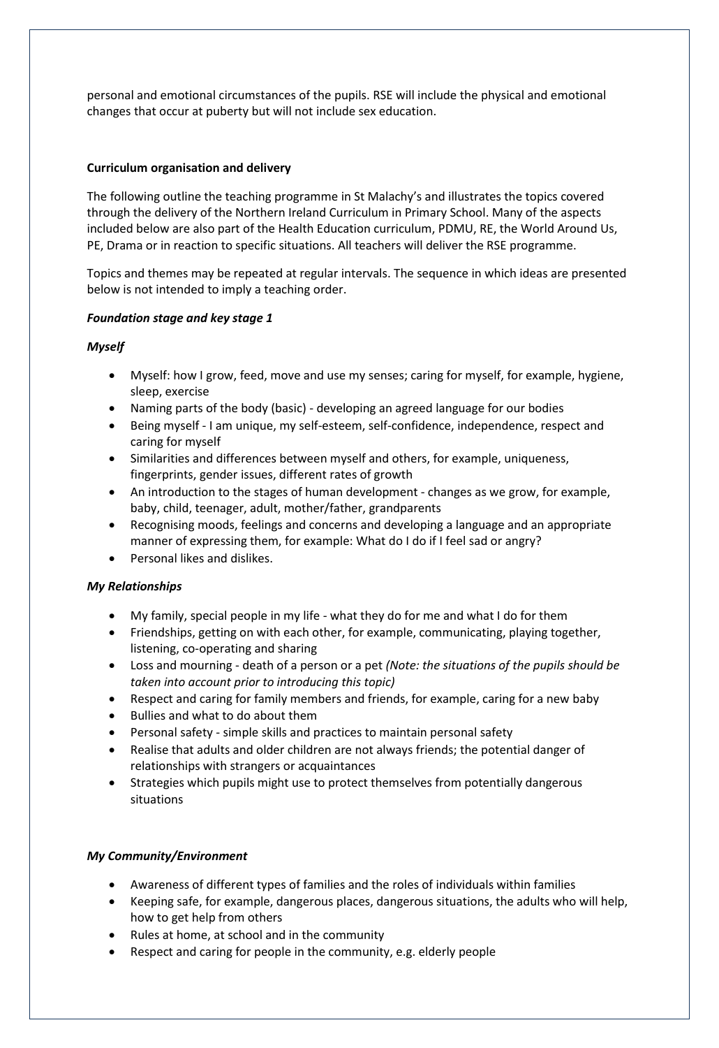personal and emotional circumstances of the pupils. RSE will include the physical and emotional changes that occur at puberty but will not include sex education.

**Curriculum organisation and delivery**

The following outline the teaching programme in St Malachy's and illustrates the topics covered through the delivery of the Northern Ireland Curriculum in Primary School. Many of the aspects included below are also part of the Health Education curriculum, PDMU, RE, the World Around Us, PE, Drama or in reaction to specific situations. All teachers will deliver the RSE programme.

Topics and themes may be repeated at regular intervals. The sequence in which ideas are presented below is not intended to imply a teaching order.

***Foundation stage and key stage 1***

***Myself***

- Myself: how I grow, feed, move and use my senses; caring for myself, for example, hygiene, sleep, exercise
- Naming parts of the body (basic) - developing an agreed language for our bodies
- Being myself - I am unique, my self-esteem, self-confidence, independence, respect and caring for myself
- Similarities and differences between myself and others, for example, uniqueness, fingerprints, gender issues, different rates of growth
- An introduction to the stages of human development - changes as we grow, for example, baby, child, teenager, adult, mother/father, grandparents
- Recognising moods, feelings and concerns and developing a language and an appropriate manner of expressing them, for example: What do I do if I feel sad or angry?
- Personal likes and dislikes.

***My Relationships***

- My family, special people in my life - what they do for me and what I do for them
- Friendships, getting on with each other, for example, communicating, playing together, listening, co-operating and sharing
- Loss and mourning - death of a person or a pet *(Note: the situations of the pupils should be taken into account prior to introducing this topic)*
- Respect and caring for family members and friends, for example, caring for a new baby
- Bullies and what to do about them
- Personal safety - simple skills and practices to maintain personal safety
- Realise that adults and older children are not always friends; the potential danger of relationships with strangers or acquaintances
- Strategies which pupils might use to protect themselves from potentially dangerous situations

***My Community/Environment***

- Awareness of different types of families and the roles of individuals within families
- Keeping safe, for example, dangerous places, dangerous situations, the adults who will help, how to get help from others
- Rules at home, at school and in the community
- Respect and caring for people in the community, e.g. elderly people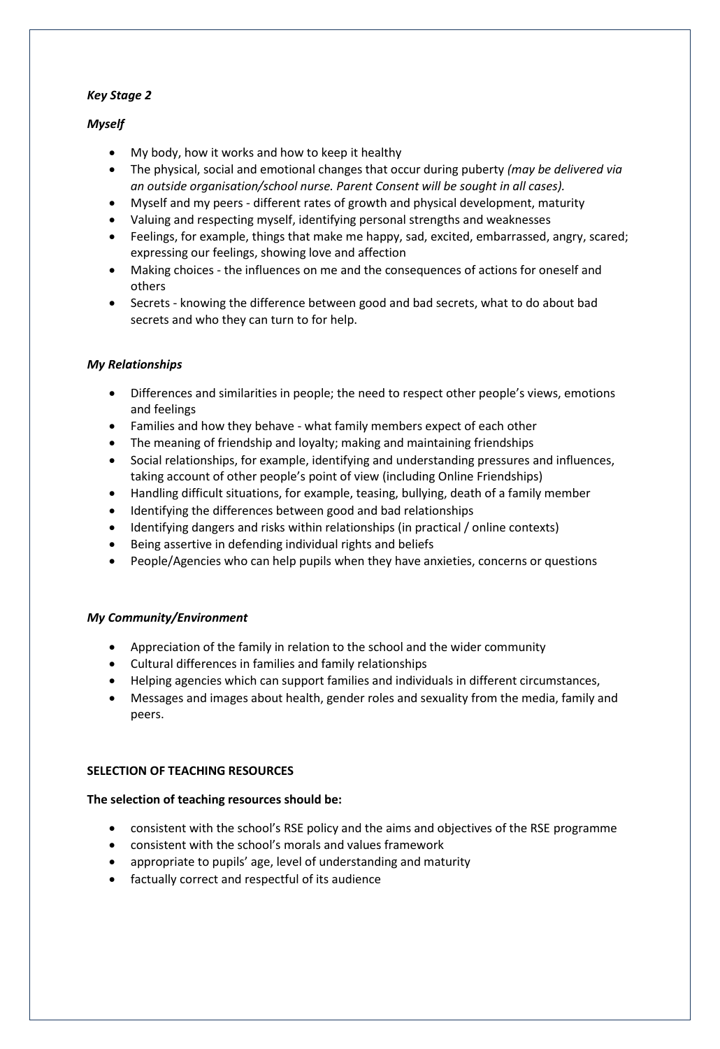*Key Stage 2*

*Myself*

- My body, how it works and how to keep it healthy
- The physical, social and emotional changes that occur during puberty *(may be delivered via an outside organisation/school nurse. Parent Consent will be sought in all cases).*
- Myself and my peers - different rates of growth and physical development, maturity
- Valuing and respecting myself, identifying personal strengths and weaknesses
- Feelings, for example, things that make me happy, sad, excited, embarrassed, angry, scared; expressing our feelings, showing love and affection
- Making choices - the influences on me and the consequences of actions for oneself and others
- Secrets - knowing the difference between good and bad secrets, what to do about bad secrets and who they can turn to for help.

*My Relationships*

- Differences and similarities in people; the need to respect other people's views, emotions and feelings
- Families and how they behave - what family members expect of each other
- The meaning of friendship and loyalty; making and maintaining friendships
- Social relationships, for example, identifying and understanding pressures and influences, taking account of other people's point of view (including Online Friendships)
- Handling difficult situations, for example, teasing, bullying, death of a family member
- Identifying the differences between good and bad relationships
- Identifying dangers and risks within relationships (in practical / online contexts)
- Being assertive in defending individual rights and beliefs
- People/Agencies who can help pupils when they have anxieties, concerns or questions

*My Community/Environment*

- Appreciation of the family in relation to the school and the wider community
- Cultural differences in families and family relationships
- Helping agencies which can support families and individuals in different circumstances,
- Messages and images about health, gender roles and sexuality from the media, family and peers.

**SELECTION OF TEACHING RESOURCES**

**The selection of teaching resources should be:**

- consistent with the school's RSE policy and the aims and objectives of the RSE programme
- consistent with the school's morals and values framework
- appropriate to pupils' age, level of understanding and maturity
- factually correct and respectful of its audience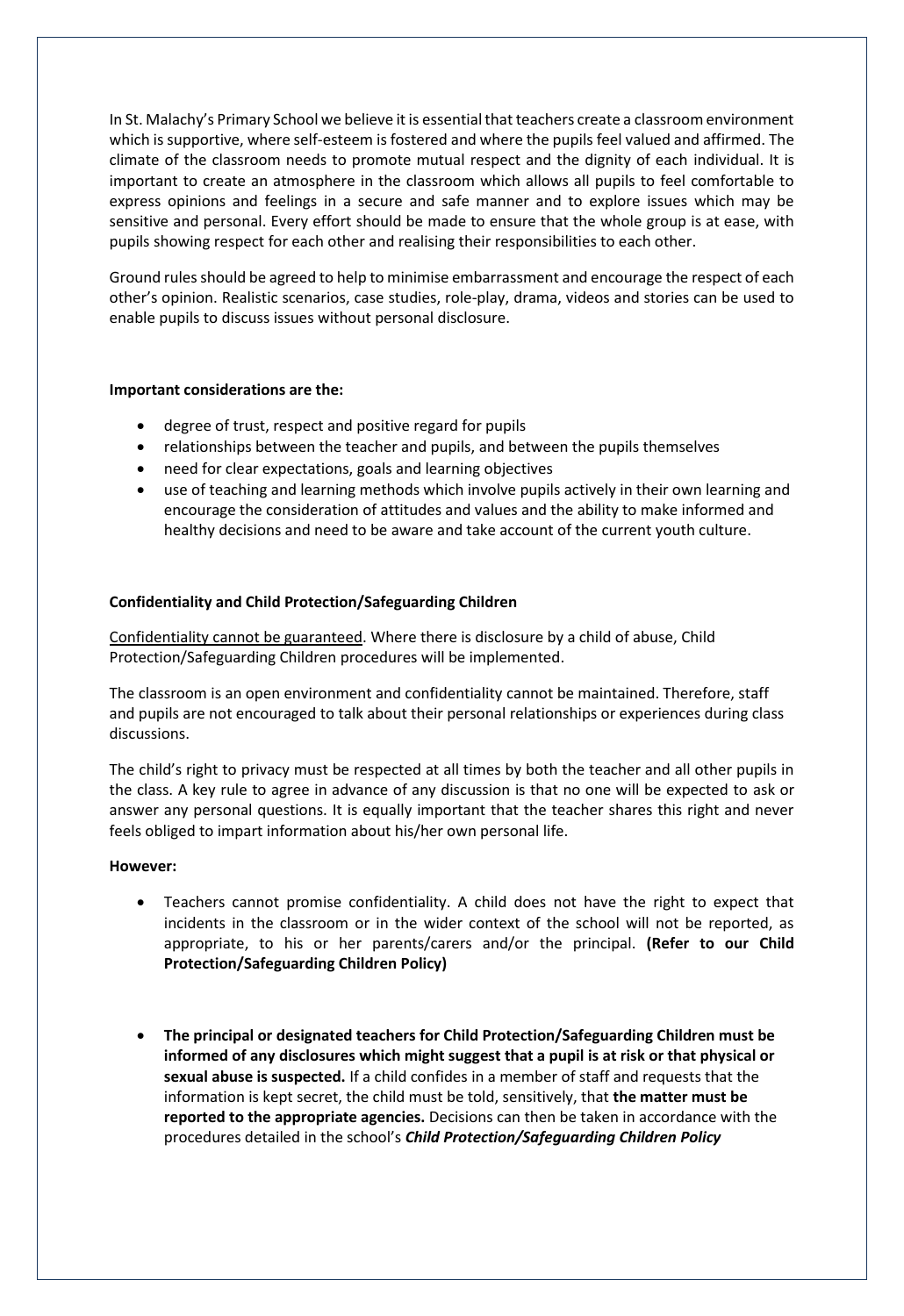In St. Malachy's Primary School we believe it is essential that teachers create a classroom environment which is supportive, where self-esteem is fostered and where the pupils feel valued and affirmed. The climate of the classroom needs to promote mutual respect and the dignity of each individual. It is important to create an atmosphere in the classroom which allows all pupils to feel comfortable to express opinions and feelings in a secure and safe manner and to explore issues which may be sensitive and personal. Every effort should be made to ensure that the whole group is at ease, with pupils showing respect for each other and realising their responsibilities to each other.

Ground rules should be agreed to help to minimise embarrassment and encourage the respect of each other's opinion. Realistic scenarios, case studies, role-play, drama, videos and stories can be used to enable pupils to discuss issues without personal disclosure.

**Important considerations are the:**

- degree of trust, respect and positive regard for pupils
- relationships between the teacher and pupils, and between the pupils themselves
- need for clear expectations, goals and learning objectives
- use of teaching and learning methods which involve pupils actively in their own learning and encourage the consideration of attitudes and values and the ability to make informed and healthy decisions and need to be aware and take account of the current youth culture.

**Confidentiality and Child Protection/Safeguarding Children**

Confidentiality cannot be guaranteed. Where there is disclosure by a child of abuse, Child Protection/Safeguarding Children procedures will be implemented.

The classroom is an open environment and confidentiality cannot be maintained. Therefore, staff and pupils are not encouraged to talk about their personal relationships or experiences during class discussions.

The child's right to privacy must be respected at all times by both the teacher and all other pupils in the class. A key rule to agree in advance of any discussion is that no one will be expected to ask or answer any personal questions. It is equally important that the teacher shares this right and never feels obliged to impart information about his/her own personal life.

**However:**

- Teachers cannot promise confidentiality. A child does not have the right to expect that incidents in the classroom or in the wider context of the school will not be reported, as appropriate, to his or her parents/carers and/or the principal. **(Refer to our Child Protection/Safeguarding Children Policy)**

- **The principal or designated teachers for Child Protection/Safeguarding Children must be informed of any disclosures which might suggest that a pupil is at risk or that physical or sexual abuse is suspected.** If a child confides in a member of staff and requests that the information is kept secret, the child must be told, sensitively, that **the matter must be reported to the appropriate agencies.** Decisions can then be taken in accordance with the procedures detailed in the school's ***Child Protection/Safeguarding Children Policy***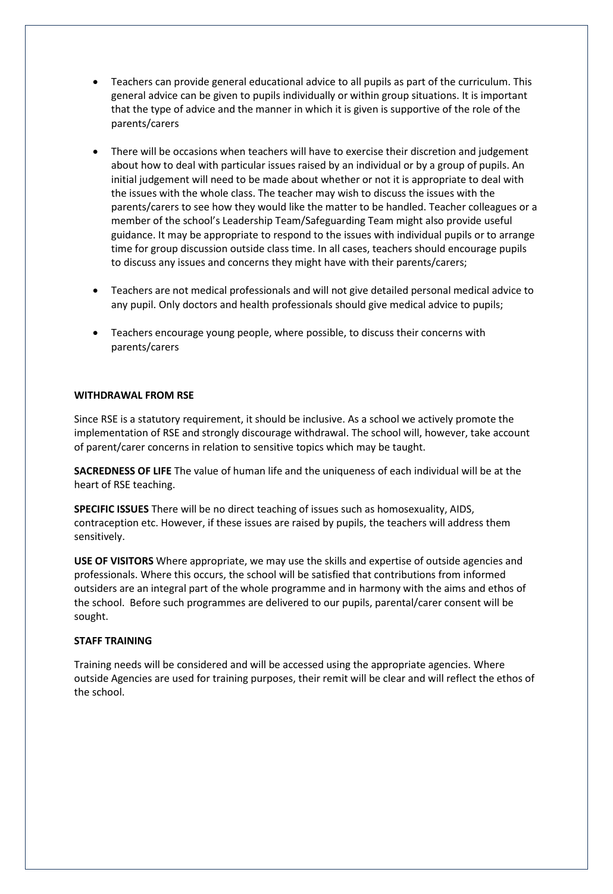- Teachers can provide general educational advice to all pupils as part of the curriculum. This general advice can be given to pupils individually or within group situations. It is important that the type of advice and the manner in which it is given is supportive of the role of the parents/carers

- There will be occasions when teachers will have to exercise their discretion and judgement about how to deal with particular issues raised by an individual or by a group of pupils. An initial judgement will need to be made about whether or not it is appropriate to deal with the issues with the whole class. The teacher may wish to discuss the issues with the parents/carers to see how they would like the matter to be handled. Teacher colleagues or a member of the school's Leadership Team/Safeguarding Team might also provide useful guidance. It may be appropriate to respond to the issues with individual pupils or to arrange time for group discussion outside class time. In all cases, teachers should encourage pupils to discuss any issues and concerns they might have with their parents/carers;

- Teachers are not medical professionals and will not give detailed personal medical advice to any pupil. Only doctors and health professionals should give medical advice to pupils;

- Teachers encourage young people, where possible, to discuss their concerns with parents/carers

**WITHDRAWAL FROM RSE**

Since RSE is a statutory requirement, it should be inclusive. As a school we actively promote the implementation of RSE and strongly discourage withdrawal. The school will, however, take account of parent/carer concerns in relation to sensitive topics which may be taught.

**SACREDNESS OF LIFE** The value of human life and the uniqueness of each individual will be at the heart of RSE teaching.

**SPECIFIC ISSUES** There will be no direct teaching of issues such as homosexuality, AIDS, contraception etc. However, if these issues are raised by pupils, the teachers will address them sensitively.

**USE OF VISITORS** Where appropriate, we may use the skills and expertise of outside agencies and professionals. Where this occurs, the school will be satisfied that contributions from informed outsiders are an integral part of the whole programme and in harmony with the aims and ethos of the school. Before such programmes are delivered to our pupils, parental/carer consent will be sought.

**STAFF TRAINING**

Training needs will be considered and will be accessed using the appropriate agencies. Where outside Agencies are used for training purposes, their remit will be clear and will reflect the ethos of the school.